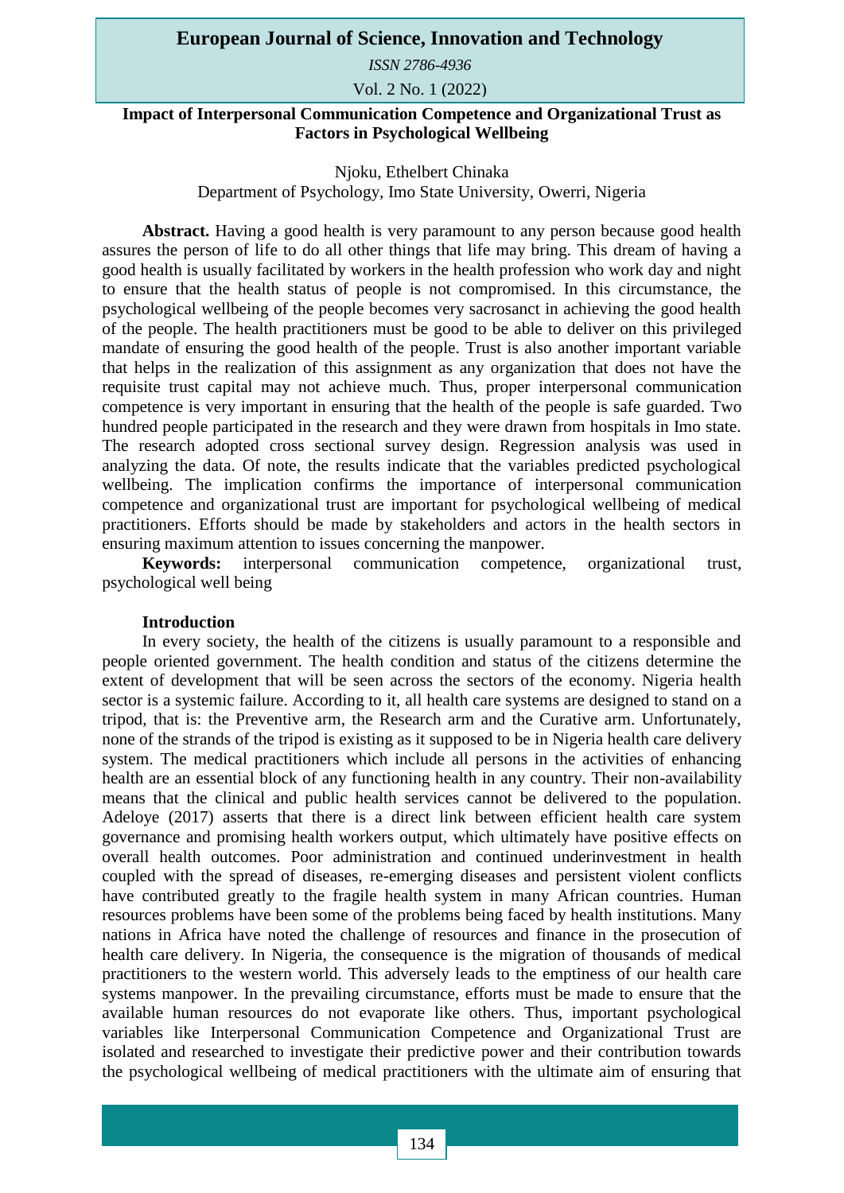# Impact of Interpersonal Communication Competence and Organizational Trust as Factors in Psychological Wellbeing

Njoku, Ethelbert Chinaka
Department of Psychology, Imo State University, Owerri, Nigeria

**Abstract.** Having a good health is very paramount to any person because good health assures the person of life to do all other things that life may bring. This dream of having a good health is usually facilitated by workers in the health profession who work day and night to ensure that the health status of people is not compromised. In this circumstance, the psychological wellbeing of the people becomes very sacrosanct in achieving the good health of the people. The health practitioners must be good to be able to deliver on this privileged mandate of ensuring the good health of the people. Trust is also another important variable that helps in the realization of this assignment as any organization that does not have the requisite trust capital may not achieve much. Thus, proper interpersonal communication competence is very important in ensuring that the health of the people is safe guarded. Two hundred people participated in the research and they were drawn from hospitals in Imo state. The research adopted cross sectional survey design. Regression analysis was used in analyzing the data. Of note, the results indicate that the variables predicted psychological wellbeing. The implication confirms the importance of interpersonal communication competence and organizational trust are important for psychological wellbeing of medical practitioners. Efforts should be made by stakeholders and actors in the health sectors in ensuring maximum attention to issues concerning the manpower.

**Keywords:** interpersonal communication competence, organizational trust, psychological well being

## Introduction

In every society, the health of the citizens is usually paramount to a responsible and people oriented government. The health condition and status of the citizens determine the extent of development that will be seen across the sectors of the economy. Nigeria health sector is a systemic failure. According to it, all health care systems are designed to stand on a tripod, that is: the Preventive arm, the Research arm and the Curative arm. Unfortunately, none of the strands of the tripod is existing as it supposed to be in Nigeria health care delivery system. The medical practitioners which include all persons in the activities of enhancing health are an essential block of any functioning health in any country. Their non-availability means that the clinical and public health services cannot be delivered to the population. Adeloye (2017) asserts that there is a direct link between efficient health care system governance and promising health workers output, which ultimately have positive effects on overall health outcomes. Poor administration and continued underinvestment in health coupled with the spread of diseases, re-emerging diseases and persistent violent conflicts have contributed greatly to the fragile health system in many African countries. Human resources problems have been some of the problems being faced by health institutions. Many nations in Africa have noted the challenge of resources and finance in the prosecution of health care delivery. In Nigeria, the consequence is the migration of thousands of medical practitioners to the western world. This adversely leads to the emptiness of our health care systems manpower. In the prevailing circumstance, efforts must be made to ensure that the available human resources do not evaporate like others. Thus, important psychological variables like Interpersonal Communication Competence and Organizational Trust are isolated and researched to investigate their predictive power and their contribution towards the psychological wellbeing of medical practitioners with the ultimate aim of ensuring that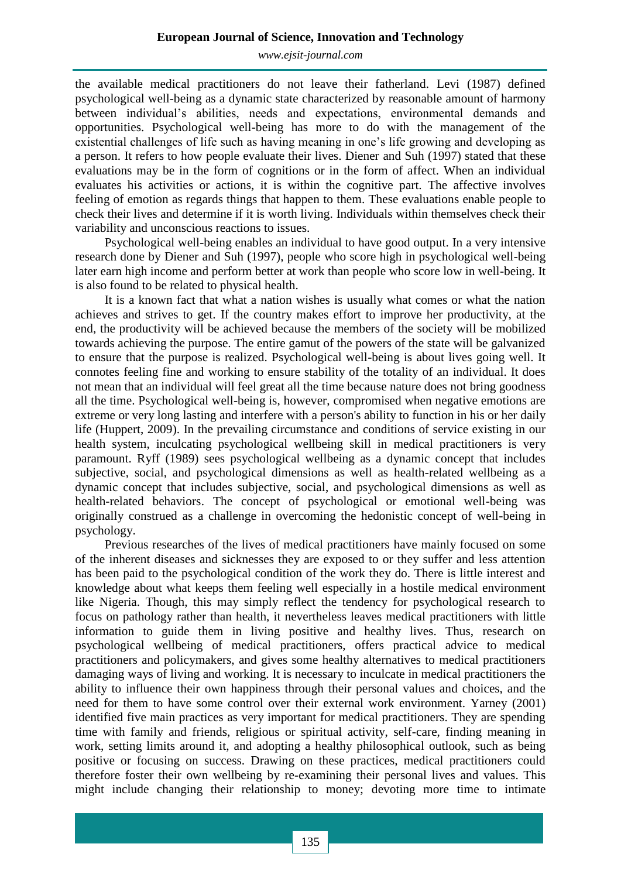the available medical practitioners do not leave their fatherland. Levi (1987) defined psychological well-being as a dynamic state characterized by reasonable amount of harmony between individual's abilities, needs and expectations, environmental demands and opportunities. Psychological well-being has more to do with the management of the existential challenges of life such as having meaning in one's life growing and developing as a person. It refers to how people evaluate their lives. Diener and Suh (1997) stated that these evaluations may be in the form of cognitions or in the form of affect. When an individual evaluates his activities or actions, it is within the cognitive part. The affective involves feeling of emotion as regards things that happen to them. These evaluations enable people to check their lives and determine if it is worth living. Individuals within themselves check their variability and unconscious reactions to issues.

Psychological well-being enables an individual to have good output. In a very intensive research done by Diener and Suh (1997), people who score high in psychological well-being later earn high income and perform better at work than people who score low in well-being. It is also found to be related to physical health.

It is a known fact that what a nation wishes is usually what comes or what the nation achieves and strives to get. If the country makes effort to improve her productivity, at the end, the productivity will be achieved because the members of the society will be mobilized towards achieving the purpose. The entire gamut of the powers of the state will be galvanized to ensure that the purpose is realized. Psychological well-being is about lives going well. It connotes feeling fine and working to ensure stability of the totality of an individual. It does not mean that an individual will feel great all the time because nature does not bring goodness all the time. Psychological well-being is, however, compromised when negative emotions are extreme or very long lasting and interfere with a person's ability to function in his or her daily life (Huppert, 2009). In the prevailing circumstance and conditions of service existing in our health system, inculcating psychological wellbeing skill in medical practitioners is very paramount. Ryff (1989) sees psychological wellbeing as a dynamic concept that includes subjective, social, and psychological dimensions as well as health-related wellbeing as a dynamic concept that includes subjective, social, and psychological dimensions as well as health-related behaviors. The concept of psychological or emotional well-being was originally construed as a challenge in overcoming the hedonistic concept of well-being in psychology.

Previous researches of the lives of medical practitioners have mainly focused on some of the inherent diseases and sicknesses they are exposed to or they suffer and less attention has been paid to the psychological condition of the work they do. There is little interest and knowledge about what keeps them feeling well especially in a hostile medical environment like Nigeria. Though, this may simply reflect the tendency for psychological research to focus on pathology rather than health, it nevertheless leaves medical practitioners with little information to guide them in living positive and healthy lives. Thus, research on psychological wellbeing of medical practitioners, offers practical advice to medical practitioners and policymakers, and gives some healthy alternatives to medical practitioners damaging ways of living and working. It is necessary to inculcate in medical practitioners the ability to influence their own happiness through their personal values and choices, and the need for them to have some control over their external work environment. Yarney (2001) identified five main practices as very important for medical practitioners. They are spending time with family and friends, religious or spiritual activity, self-care, finding meaning in work, setting limits around it, and adopting a healthy philosophical outlook, such as being positive or focusing on success. Drawing on these practices, medical practitioners could therefore foster their own wellbeing by re-examining their personal lives and values. This might include changing their relationship to money; devoting more time to intimate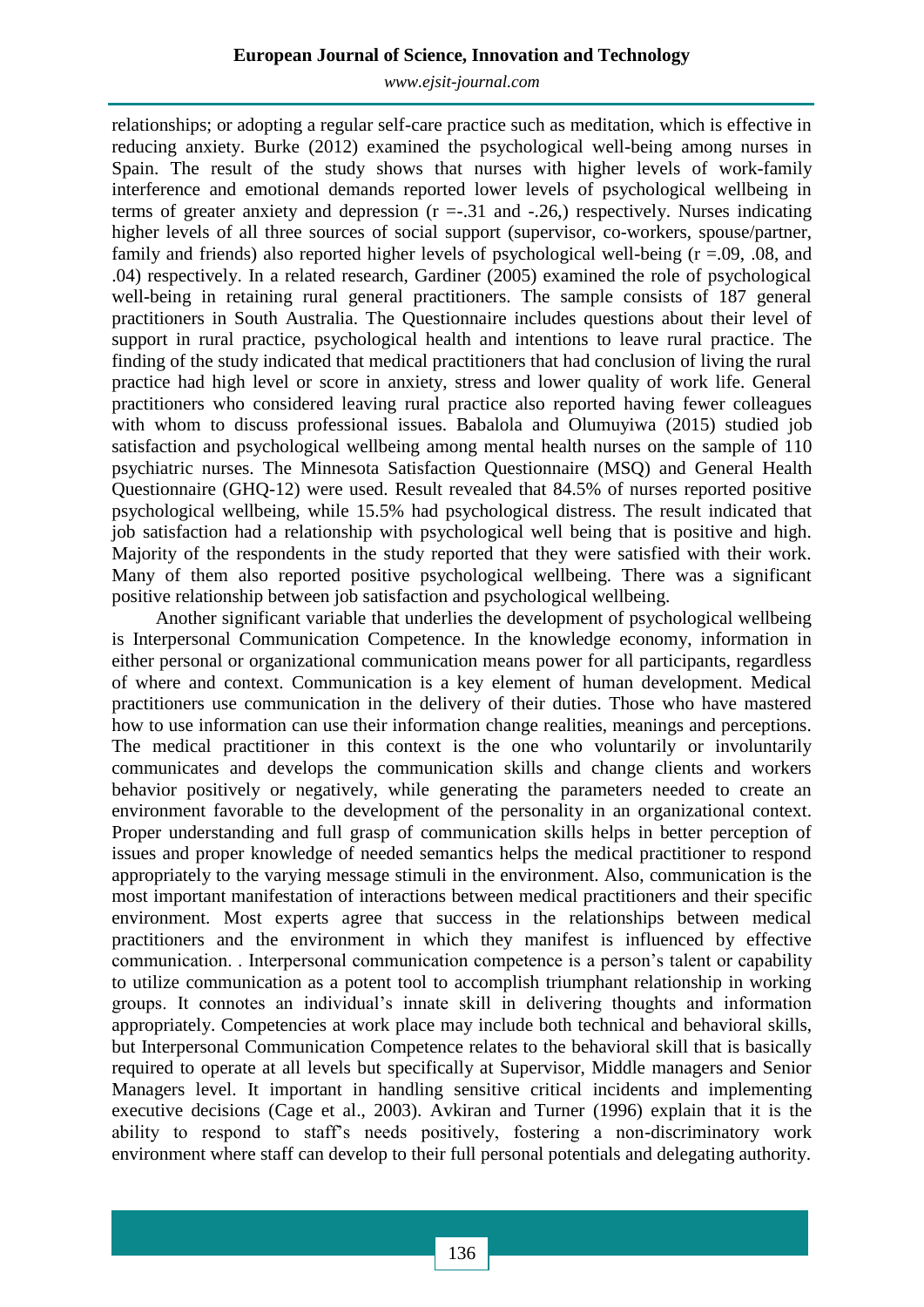relationships; or adopting a regular self-care practice such as meditation, which is effective in reducing anxiety. Burke (2012) examined the psychological well-being among nurses in Spain. The result of the study shows that nurses with higher levels of work-family interference and emotional demands reported lower levels of psychological wellbeing in terms of greater anxiety and depression (r =-.31 and -.26,) respectively. Nurses indicating higher levels of all three sources of social support (supervisor, co-workers, spouse/partner, family and friends) also reported higher levels of psychological well-being (r =.09, .08, and .04) respectively. In a related research, Gardiner (2005) examined the role of psychological well-being in retaining rural general practitioners. The sample consists of 187 general practitioners in South Australia. The Questionnaire includes questions about their level of support in rural practice, psychological health and intentions to leave rural practice. The finding of the study indicated that medical practitioners that had conclusion of living the rural practice had high level or score in anxiety, stress and lower quality of work life. General practitioners who considered leaving rural practice also reported having fewer colleagues with whom to discuss professional issues. Babalola and Olumuyiwa (2015) studied job satisfaction and psychological wellbeing among mental health nurses on the sample of 110 psychiatric nurses. The Minnesota Satisfaction Questionnaire (MSQ) and General Health Questionnaire (GHQ-12) were used. Result revealed that 84.5% of nurses reported positive psychological wellbeing, while 15.5% had psychological distress. The result indicated that job satisfaction had a relationship with psychological well being that is positive and high. Majority of the respondents in the study reported that they were satisfied with their work. Many of them also reported positive psychological wellbeing. There was a significant positive relationship between job satisfaction and psychological wellbeing.

Another significant variable that underlies the development of psychological wellbeing is Interpersonal Communication Competence. In the knowledge economy, information in either personal or organizational communication means power for all participants, regardless of where and context. Communication is a key element of human development. Medical practitioners use communication in the delivery of their duties. Those who have mastered how to use information can use their information change realities, meanings and perceptions. The medical practitioner in this context is the one who voluntarily or involuntarily communicates and develops the communication skills and change clients and workers behavior positively or negatively, while generating the parameters needed to create an environment favorable to the development of the personality in an organizational context. Proper understanding and full grasp of communication skills helps in better perception of issues and proper knowledge of needed semantics helps the medical practitioner to respond appropriately to the varying message stimuli in the environment. Also, communication is the most important manifestation of interactions between medical practitioners and their specific environment. Most experts agree that success in the relationships between medical practitioners and the environment in which they manifest is influenced by effective communication. . Interpersonal communication competence is a person's talent or capability to utilize communication as a potent tool to accomplish triumphant relationship in working groups. It connotes an individual's innate skill in delivering thoughts and information appropriately. Competencies at work place may include both technical and behavioral skills, but Interpersonal Communication Competence relates to the behavioral skill that is basically required to operate at all levels but specifically at Supervisor, Middle managers and Senior Managers level. It important in handling sensitive critical incidents and implementing executive decisions (Cage et al., 2003). Avkiran and Turner (1996) explain that it is the ability to respond to staff's needs positively, fostering a non-discriminatory work environment where staff can develop to their full personal potentials and delegating authority.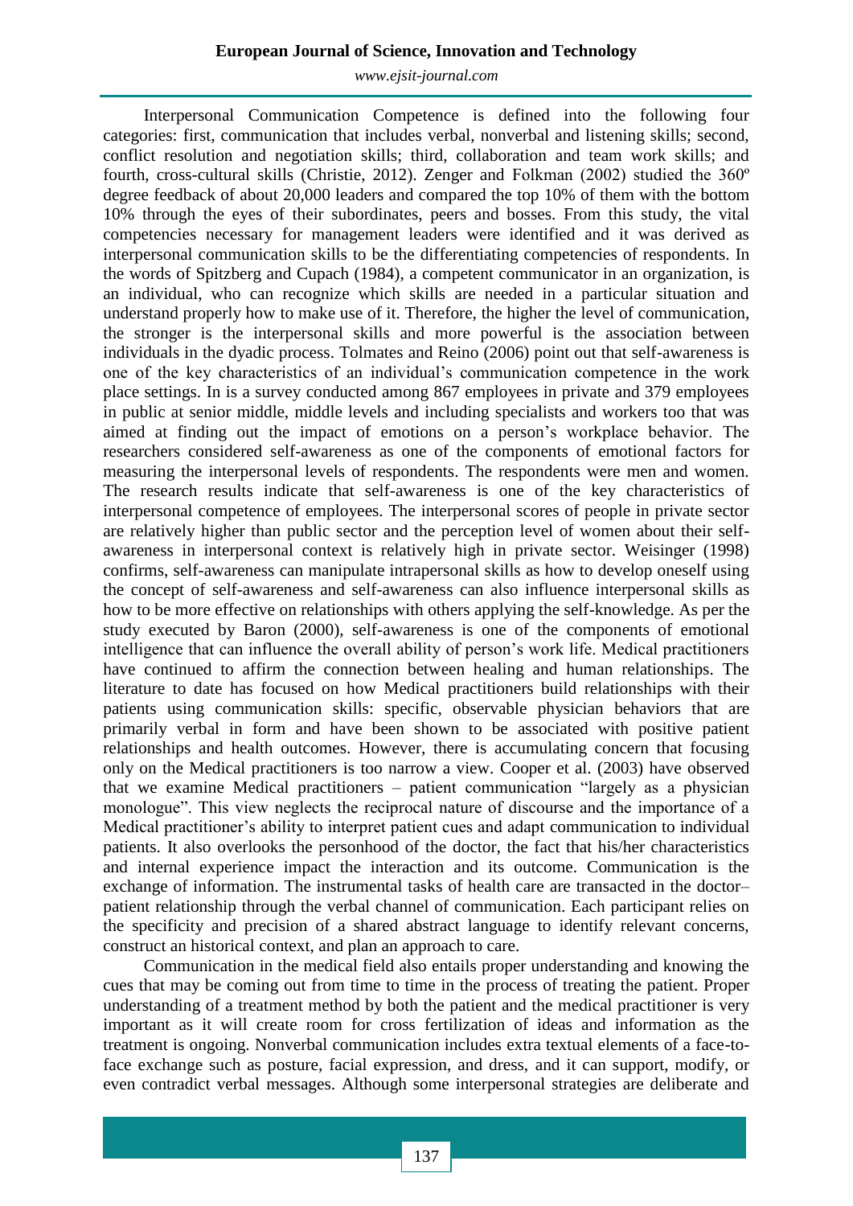Interpersonal Communication Competence is defined into the following four categories: first, communication that includes verbal, nonverbal and listening skills; second, conflict resolution and negotiation skills; third, collaboration and team work skills; and fourth, cross-cultural skills (Christie, 2012). Zenger and Folkman (2002) studied the 360º degree feedback of about 20,000 leaders and compared the top 10% of them with the bottom 10% through the eyes of their subordinates, peers and bosses. From this study, the vital competencies necessary for management leaders were identified and it was derived as interpersonal communication skills to be the differentiating competencies of respondents. In the words of Spitzberg and Cupach (1984), a competent communicator in an organization, is an individual, who can recognize which skills are needed in a particular situation and understand properly how to make use of it. Therefore, the higher the level of communication, the stronger is the interpersonal skills and more powerful is the association between individuals in the dyadic process. Tolmates and Reino (2006) point out that self-awareness is one of the key characteristics of an individual's communication competence in the work place settings. In is a survey conducted among 867 employees in private and 379 employees in public at senior middle, middle levels and including specialists and workers too that was aimed at finding out the impact of emotions on a person's workplace behavior. The researchers considered self-awareness as one of the components of emotional factors for measuring the interpersonal levels of respondents. The respondents were men and women. The research results indicate that self-awareness is one of the key characteristics of interpersonal competence of employees. The interpersonal scores of people in private sector are relatively higher than public sector and the perception level of women about their self-awareness in interpersonal context is relatively high in private sector. Weisinger (1998) confirms, self-awareness can manipulate intrapersonal skills as how to develop oneself using the concept of self-awareness and self-awareness can also influence interpersonal skills as how to be more effective on relationships with others applying the self-knowledge. As per the study executed by Baron (2000), self-awareness is one of the components of emotional intelligence that can influence the overall ability of person's work life. Medical practitioners have continued to affirm the connection between healing and human relationships. The literature to date has focused on how Medical practitioners build relationships with their patients using communication skills: specific, observable physician behaviors that are primarily verbal in form and have been shown to be associated with positive patient relationships and health outcomes. However, there is accumulating concern that focusing only on the Medical practitioners is too narrow a view. Cooper et al. (2003) have observed that we examine Medical practitioners – patient communication "largely as a physician monologue". This view neglects the reciprocal nature of discourse and the importance of a Medical practitioner's ability to interpret patient cues and adapt communication to individual patients. It also overlooks the personhood of the doctor, the fact that his/her characteristics and internal experience impact the interaction and its outcome. Communication is the exchange of information. The instrumental tasks of health care are transacted in the doctor–patient relationship through the verbal channel of communication. Each participant relies on the specificity and precision of a shared abstract language to identify relevant concerns, construct an historical context, and plan an approach to care.

Communication in the medical field also entails proper understanding and knowing the cues that may be coming out from time to time in the process of treating the patient. Proper understanding of a treatment method by both the patient and the medical practitioner is very important as it will create room for cross fertilization of ideas and information as the treatment is ongoing. Nonverbal communication includes extra textual elements of a face-to-face exchange such as posture, facial expression, and dress, and it can support, modify, or even contradict verbal messages. Although some interpersonal strategies are deliberate and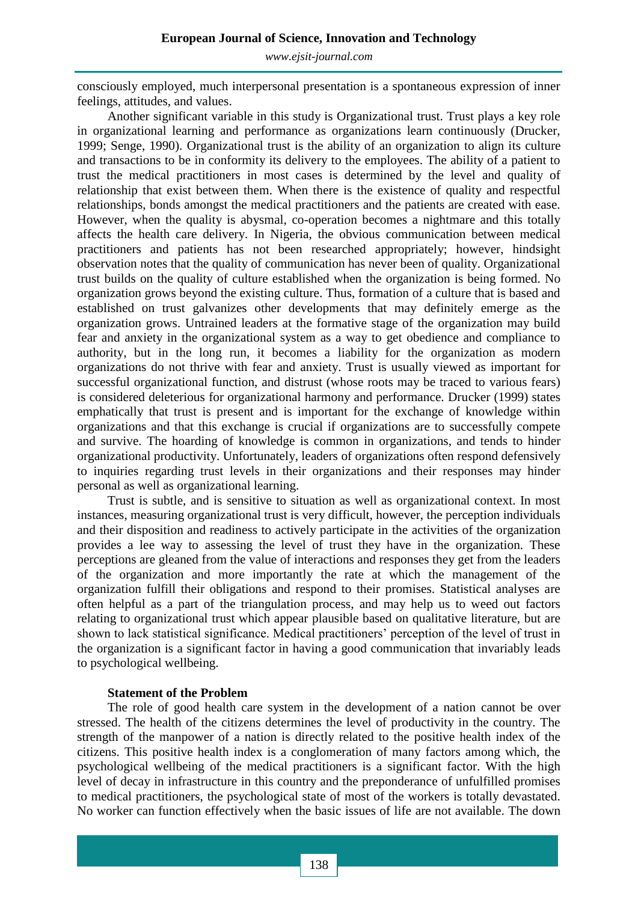consciously employed, much interpersonal presentation is a spontaneous expression of inner feelings, attitudes, and values.

Another significant variable in this study is Organizational trust. Trust plays a key role in organizational learning and performance as organizations learn continuously (Drucker, 1999; Senge, 1990). Organizational trust is the ability of an organization to align its culture and transactions to be in conformity its delivery to the employees. The ability of a patient to trust the medical practitioners in most cases is determined by the level and quality of relationship that exist between them. When there is the existence of quality and respectful relationships, bonds amongst the medical practitioners and the patients are created with ease. However, when the quality is abysmal, co-operation becomes a nightmare and this totally affects the health care delivery. In Nigeria, the obvious communication between medical practitioners and patients has not been researched appropriately; however, hindsight observation notes that the quality of communication has never been of quality. Organizational trust builds on the quality of culture established when the organization is being formed. No organization grows beyond the existing culture. Thus, formation of a culture that is based and established on trust galvanizes other developments that may definitely emerge as the organization grows. Untrained leaders at the formative stage of the organization may build fear and anxiety in the organizational system as a way to get obedience and compliance to authority, but in the long run, it becomes a liability for the organization as modern organizations do not thrive with fear and anxiety. Trust is usually viewed as important for successful organizational function, and distrust (whose roots may be traced to various fears) is considered deleterious for organizational harmony and performance. Drucker (1999) states emphatically that trust is present and is important for the exchange of knowledge within organizations and that this exchange is crucial if organizations are to successfully compete and survive. The hoarding of knowledge is common in organizations, and tends to hinder organizational productivity. Unfortunately, leaders of organizations often respond defensively to inquiries regarding trust levels in their organizations and their responses may hinder personal as well as organizational learning.

Trust is subtle, and is sensitive to situation as well as organizational context. In most instances, measuring organizational trust is very difficult, however, the perception individuals and their disposition and readiness to actively participate in the activities of the organization provides a lee way to assessing the level of trust they have in the organization. These perceptions are gleaned from the value of interactions and responses they get from the leaders of the organization and more importantly the rate at which the management of the organization fulfill their obligations and respond to their promises. Statistical analyses are often helpful as a part of the triangulation process, and may help us to weed out factors relating to organizational trust which appear plausible based on qualitative literature, but are shown to lack statistical significance. Medical practitioners' perception of the level of trust in the organization is a significant factor in having a good communication that invariably leads to psychological wellbeing.

### Statement of the Problem

The role of good health care system in the development of a nation cannot be over stressed. The health of the citizens determines the level of productivity in the country. The strength of the manpower of a nation is directly related to the positive health index of the citizens. This positive health index is a conglomeration of many factors among which, the psychological wellbeing of the medical practitioners is a significant factor. With the high level of decay in infrastructure in this country and the preponderance of unfulfilled promises to medical practitioners, the psychological state of most of the workers is totally devastated. No worker can function effectively when the basic issues of life are not available. The down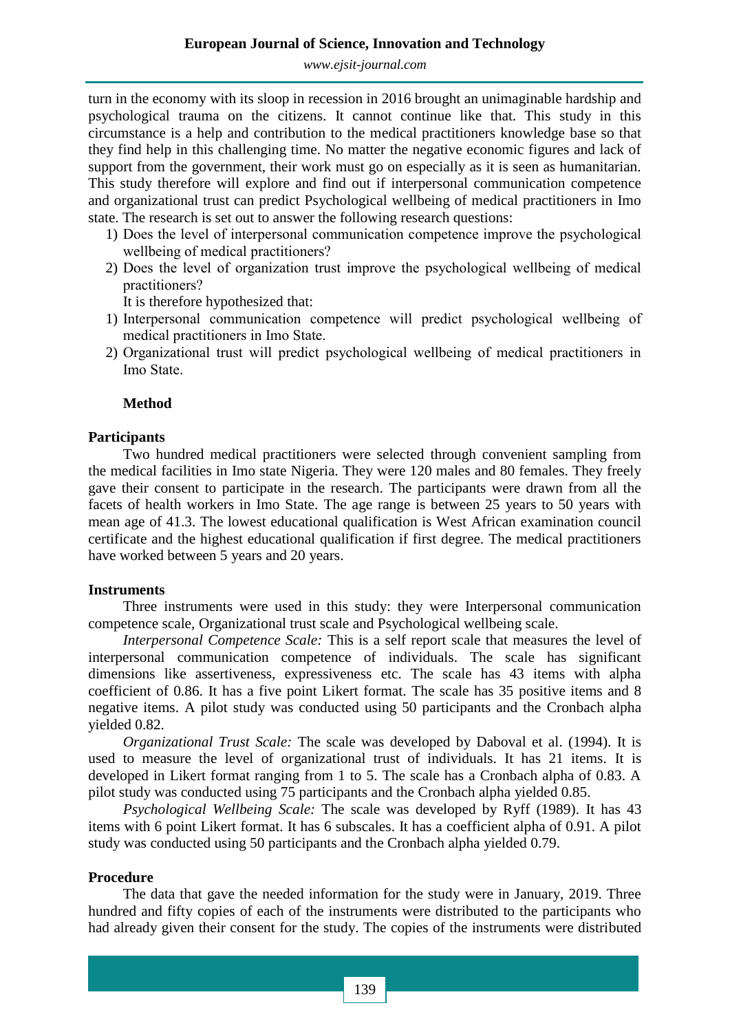turn in the economy with its sloop in recession in 2016 brought an unimaginable hardship and psychological trauma on the citizens. It cannot continue like that. This study in this circumstance is a help and contribution to the medical practitioners knowledge base so that they find help in this challenging time. No matter the negative economic figures and lack of support from the government, their work must go on especially as it is seen as humanitarian. This study therefore will explore and find out if interpersonal communication competence and organizational trust can predict Psychological wellbeing of medical practitioners in Imo state. The research is set out to answer the following research questions:

1) Does the level of interpersonal communication competence improve the psychological wellbeing of medical practitioners?
2) Does the level of organization trust improve the psychological wellbeing of medical practitioners?

It is therefore hypothesized that:

1) Interpersonal communication competence will predict psychological wellbeing of medical practitioners in Imo State.
2) Organizational trust will predict psychological wellbeing of medical practitioners in Imo State.

## Method

### Participants

Two hundred medical practitioners were selected through convenient sampling from the medical facilities in Imo state Nigeria. They were 120 males and 80 females. They freely gave their consent to participate in the research. The participants were drawn from all the facets of health workers in Imo State. The age range is between 25 years to 50 years with mean age of 41.3. The lowest educational qualification is West African examination council certificate and the highest educational qualification if first degree. The medical practitioners have worked between 5 years and 20 years.

### Instruments

Three instruments were used in this study: they were Interpersonal communication competence scale, Organizational trust scale and Psychological wellbeing scale.

*Interpersonal Competence Scale:* This is a self report scale that measures the level of interpersonal communication competence of individuals. The scale has significant dimensions like assertiveness, expressiveness etc. The scale has 43 items with alpha coefficient of 0.86. It has a five point Likert format. The scale has 35 positive items and 8 negative items. A pilot study was conducted using 50 participants and the Cronbach alpha yielded 0.82.

*Organizational Trust Scale:* The scale was developed by Daboval et al. (1994). It is used to measure the level of organizational trust of individuals. It has 21 items. It is developed in Likert format ranging from 1 to 5. The scale has a Cronbach alpha of 0.83. A pilot study was conducted using 75 participants and the Cronbach alpha yielded 0.85.

*Psychological Wellbeing Scale:* The scale was developed by Ryff (1989). It has 43 items with 6 point Likert format. It has 6 subscales. It has a coefficient alpha of 0.91. A pilot study was conducted using 50 participants and the Cronbach alpha yielded 0.79.

### Procedure

The data that gave the needed information for the study were in January, 2019. Three hundred and fifty copies of each of the instruments were distributed to the participants who had already given their consent for the study. The copies of the instruments were distributed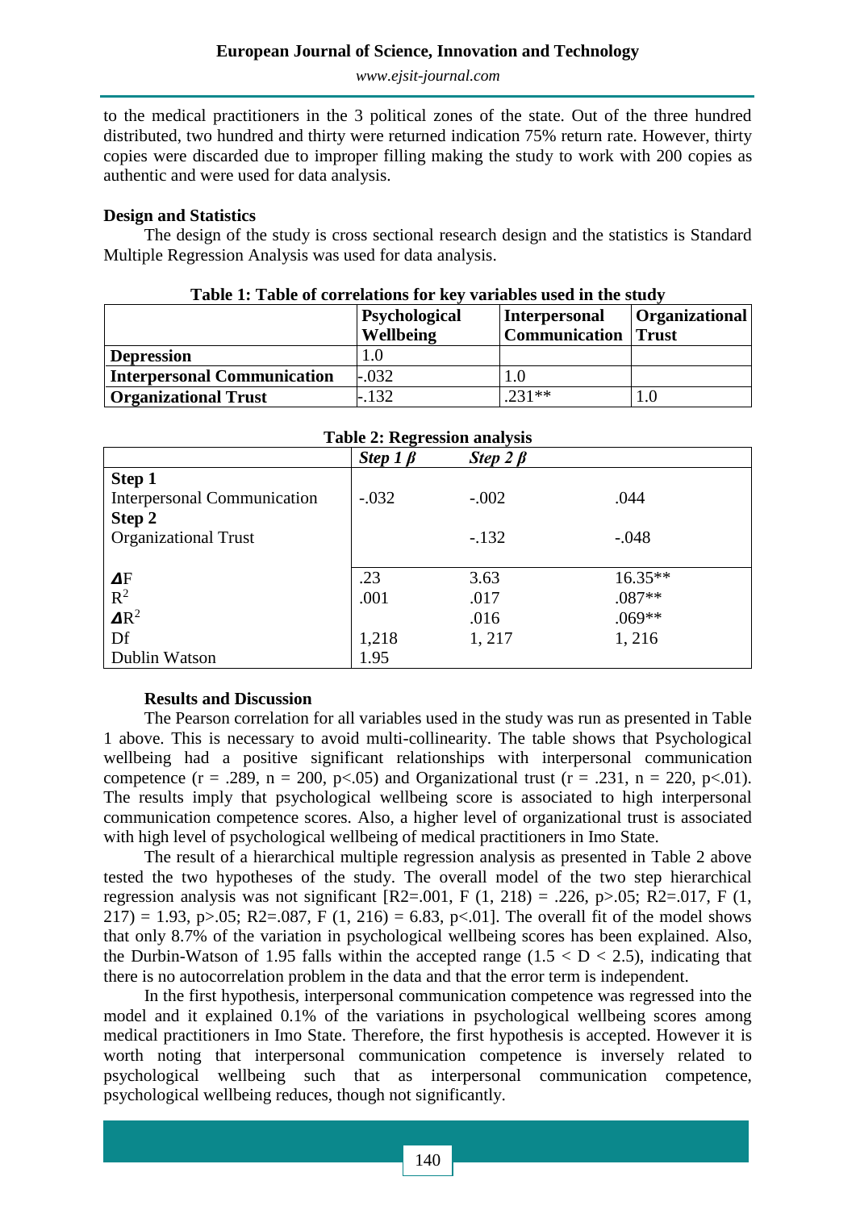to the medical practitioners in the 3 political zones of the state. Out of the three hundred distributed, two hundred and thirty were returned indication 75% return rate. However, thirty copies were discarded due to improper filling making the study to work with 200 copies as authentic and were used for data analysis.

**Design and Statistics**

The design of the study is cross sectional research design and the statistics is Standard Multiple Regression Analysis was used for data analysis.

**Table 1: Table of correlations for key variables used in the study**

| | Psychological Wellbeing | Interpersonal Communication | Organizational Trust |
|---|---|---|---|
| **Depression** | 1.0 | | |
| **Interpersonal Communication** | -.032 | 1.0 | |
| **Organizational Trust** | -.132 | .231** | 1.0 |

**Table 2: Regression analysis**

| | *Step 1 β* | *Step 2 β* | |
|---|---|---|---|
| **Step 1** | | | |
| Interpersonal Communication | -.032 | -.002 | .044 |
| **Step 2** | | | |
| Organizational Trust | | -.132 | -.048 |
| $\Delta$F | .23 | 3.63 | 16.35** |
| $R^2$ | .001 | .017 | .087** |
| $\Delta R^2$ | | .016 | .069** |
| Df | 1,218 | 1, 217 | 1, 216 |
| Dublin Watson | 1.95 | | |

**Results and Discussion**

The Pearson correlation for all variables used in the study was run as presented in Table 1 above. This is necessary to avoid multi-collinearity. The table shows that Psychological wellbeing had a positive significant relationships with interpersonal communication competence ($r = .289$, $n = 200$, $p<.05$) and Organizational trust ($r = .231$, $n = 220$, $p<.01$). The results imply that psychological wellbeing score is associated to high interpersonal communication competence scores. Also, a higher level of organizational trust is associated with high level of psychological wellbeing of medical practitioners in Imo State.

The result of a hierarchical multiple regression analysis as presented in Table 2 above tested the two hypotheses of the study. The overall model of the two step hierarchical regression analysis was not significant [R2=.001, $F(1, 218) = .226$, $p>.05$; R2=.017, $F(1, 217) = 1.93$, $p>.05$; R2=.087, $F(1, 216) = 6.83$, $p<.01$]. The overall fit of the model shows that only 8.7% of the variation in psychological wellbeing scores has been explained. Also, the Durbin-Watson of 1.95 falls within the accepted range ($1.5 < D < 2.5$), indicating that there is no autocorrelation problem in the data and that the error term is independent.

In the first hypothesis, interpersonal communication competence was regressed into the model and it explained 0.1% of the variations in psychological wellbeing scores among medical practitioners in Imo State. Therefore, the first hypothesis is accepted. However it is worth noting that interpersonal communication competence is inversely related to psychological wellbeing such that as interpersonal communication competence, psychological wellbeing reduces, though not significantly.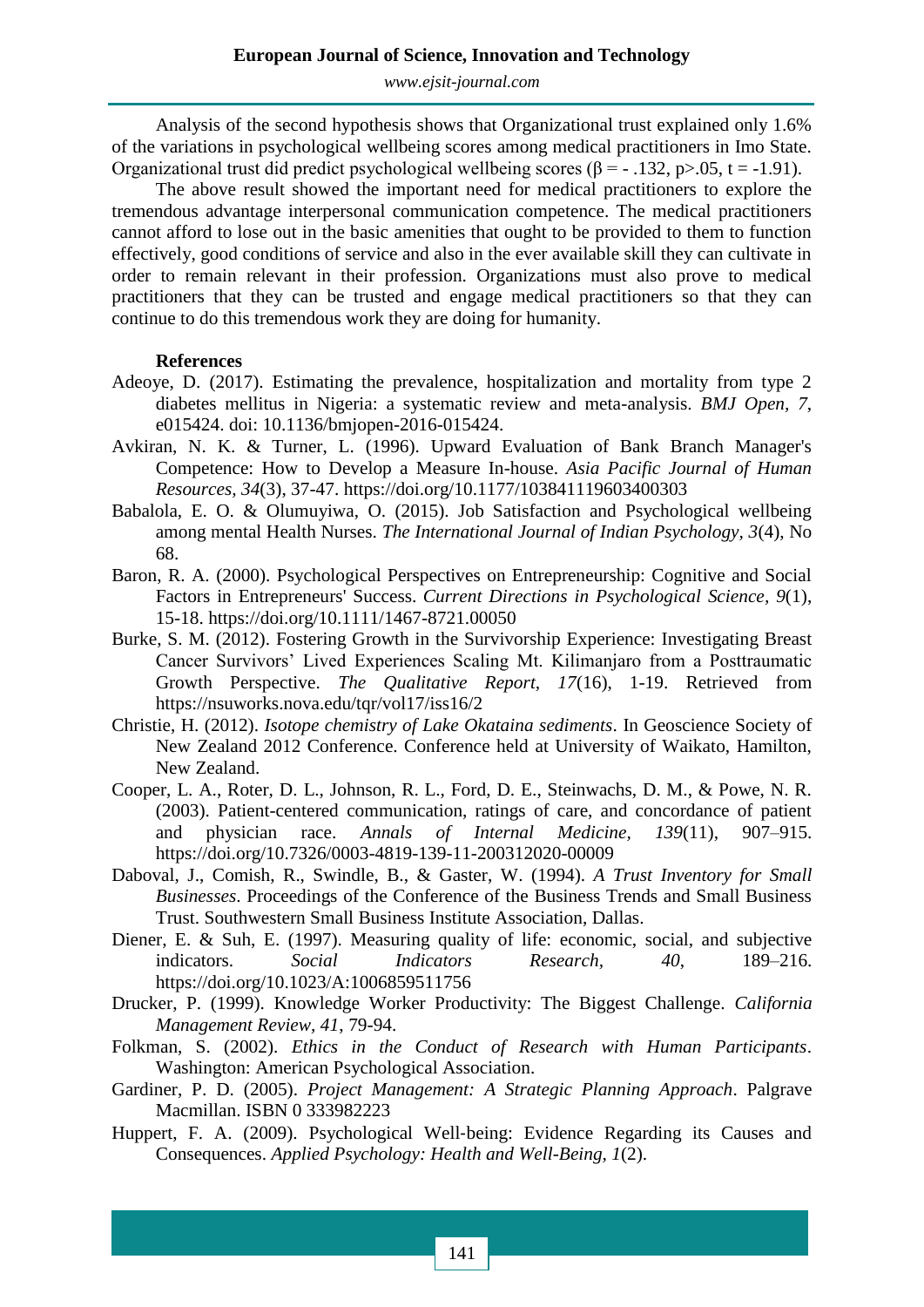Analysis of the second hypothesis shows that Organizational trust explained only 1.6% of the variations in psychological wellbeing scores among medical practitioners in Imo State. Organizational trust did predict psychological wellbeing scores ($\beta = -.132$, $p>.05$, $t = -1.91$).

The above result showed the important need for medical practitioners to explore the tremendous advantage interpersonal communication competence. The medical practitioners cannot afford to lose out in the basic amenities that ought to be provided to them to function effectively, good conditions of service and also in the ever available skill they can cultivate in order to remain relevant in their profession. Organizations must also prove to medical practitioners that they can be trusted and engage medical practitioners so that they can continue to do this tremendous work they are doing for humanity.

## References

Adeoye, D. (2017). Estimating the prevalence, hospitalization and mortality from type 2 diabetes mellitus in Nigeria: a systematic review and meta-analysis. *BMJ Open*, *7*, e015424. doi: 10.1136/bmjopen-2016-015424.

Avkiran, N. K. & Turner, L. (1996). Upward Evaluation of Bank Branch Manager's Competence: How to Develop a Measure In-house. *Asia Pacific Journal of Human Resources*, *34*(3), 37-47. https://doi.org/10.1177/103841119603400303

Babalola, E. O. & Olumuyiwa, O. (2015). Job Satisfaction and Psychological wellbeing among mental Health Nurses. *The International Journal of Indian Psychology*, *3*(4), No 68.

Baron, R. A. (2000). Psychological Perspectives on Entrepreneurship: Cognitive and Social Factors in Entrepreneurs' Success. *Current Directions in Psychological Science, 9*(1), 15-18. https://doi.org/10.1111/1467-8721.00050

Burke, S. M. (2012). Fostering Growth in the Survivorship Experience: Investigating Breast Cancer Survivors' Lived Experiences Scaling Mt. Kilimanjaro from a Posttraumatic Growth Perspective. *The Qualitative Report*, *17*(16), 1-19. Retrieved from https://nsuworks.nova.edu/tqr/vol17/iss16/2

Christie, H. (2012). *Isotope chemistry of Lake Okataina sediments*. In Geoscience Society of New Zealand 2012 Conference. Conference held at University of Waikato, Hamilton, New Zealand.

Cooper, L. A., Roter, D. L., Johnson, R. L., Ford, D. E., Steinwachs, D. M., & Powe, N. R. (2003). Patient-centered communication, ratings of care, and concordance of patient and physician race. *Annals of Internal Medicine*, *139*(11), 907–915. https://doi.org/10.7326/0003-4819-139-11-200312020-00009

Daboval, J., Comish, R., Swindle, B., & Gaster, W. (1994). *A Trust Inventory for Small Businesses*. Proceedings of the Conference of the Business Trends and Small Business Trust. Southwestern Small Business Institute Association, Dallas.

Diener, E. & Suh, E. (1997). Measuring quality of life: economic, social, and subjective indicators. *Social Indicators Research*, *40*, 189–216. https://doi.org/10.1023/A:1006859511756

Drucker, P. (1999). Knowledge Worker Productivity: The Biggest Challenge. *California Management Review*, *41*, 79-94.

Folkman, S. (2002). *Ethics in the Conduct of Research with Human Participants*. Washington: American Psychological Association.

Gardiner, P. D. (2005). *Project Management: A Strategic Planning Approach*. Palgrave Macmillan. ISBN 0 333982223

Huppert, F. A. (2009). Psychological Well-being: Evidence Regarding its Causes and Consequences. *Applied Psychology: Health and Well-Being, 1*(2).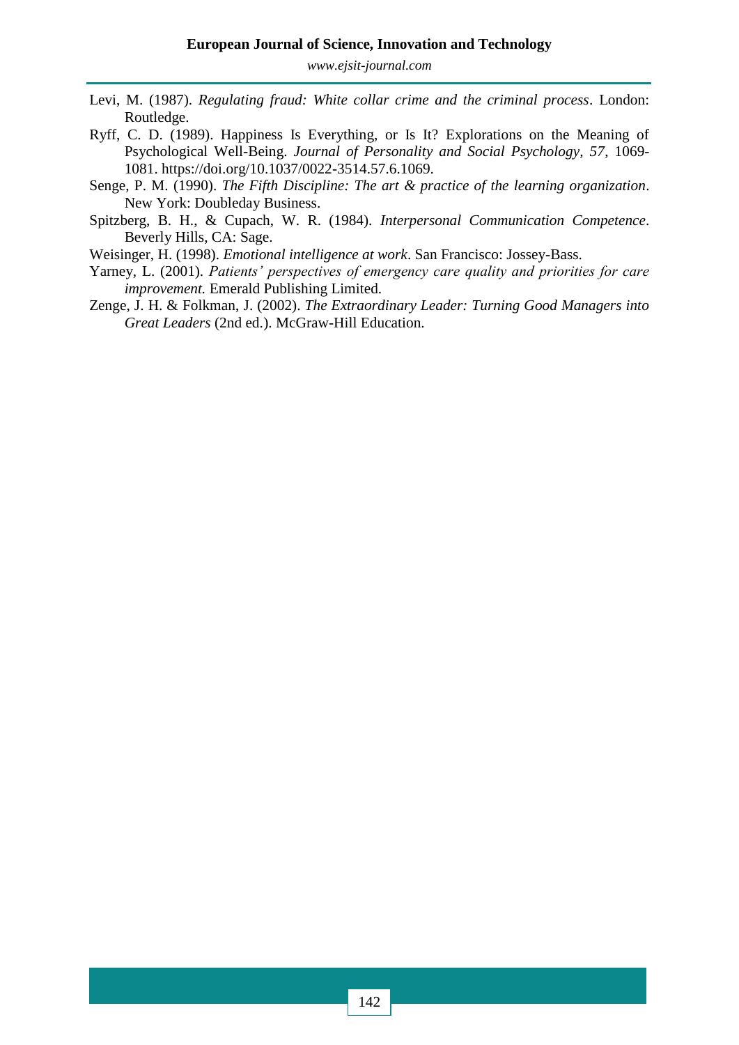Levi, M. (1987). *Regulating fraud: White collar crime and the criminal process*. London: Routledge.

Ryff, C. D. (1989). Happiness Is Everything, or Is It? Explorations on the Meaning of Psychological Well-Being. *Journal of Personality and Social Psychology, 57*, 1069-1081. https://doi.org/10.1037/0022-3514.57.6.1069.

Senge, P. M. (1990). *The Fifth Discipline: The art & practice of the learning organization*. New York: Doubleday Business.

Spitzberg, B. H., & Cupach, W. R. (1984). *Interpersonal Communication Competence*. Beverly Hills, CA: Sage.

Weisinger, H. (1998). *Emotional intelligence at work*. San Francisco: Jossey-Bass.

Yarney, L. (2001). *Patients' perspectives of emergency care quality and priorities for care improvement.* Emerald Publishing Limited.

Zenge, J. H. & Folkman, J. (2002). *The Extraordinary Leader: Turning Good Managers into Great Leaders* (2nd ed.). McGraw-Hill Education.